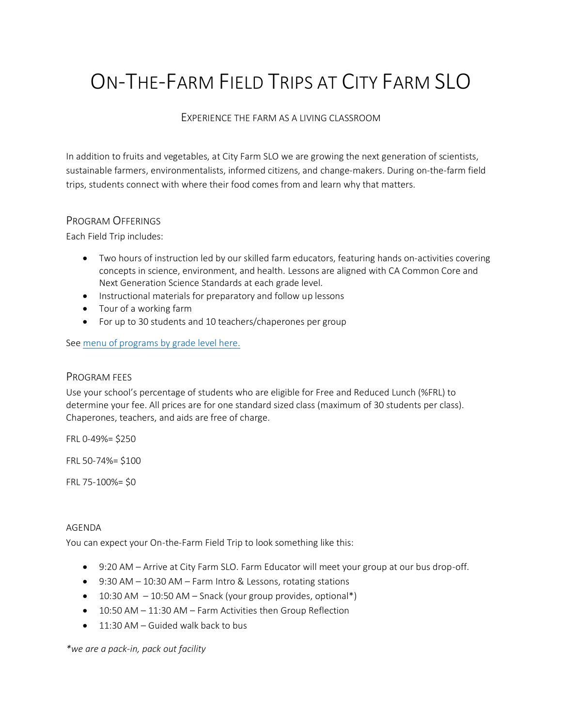# On-The-Farm Field Trips at City Farm SLO

Experience the farm as a living classroom

In addition to fruits and vegetables, at City Farm SLO we are growing the next generation of scientists, sustainable farmers, environmentalists, informed citizens, and change-makers. During on-the-farm field trips, students connect with where their food comes from and learn why that matters.

## Program Offerings

Each Field Trip includes:

- Two hours of instruction led by our skilled farm educators, featuring hands on-activities covering concepts in science, environment, and health. Lessons are aligned with CA Common Core and Next Generation Science Standards at each grade level.
- Instructional materials for preparatory and follow up lessons
- Tour of a working farm
- For up to 30 students and 10 teachers/chaperones per group

See [menu of programs by grade level here.]()

## Program Fees

Use your school's percentage of students who are eligible for Free and Reduced Lunch (%FRL) to determine your fee. All prices are for one standard sized class (maximum of 30 students per class). Chaperones, teachers, and aids are free of charge.

FRL 0-49%= $250

FRL 50-74%= $100

FRL 75-100%= $0

## Agenda

You can expect your On-the-Farm Field Trip to look something like this:

- 9:20 AM – Arrive at City Farm SLO. Farm Educator will meet your group at our bus drop-off.
- 9:30 AM – 10:30 AM – Farm Intro & Lessons, rotating stations
- 10:30 AM – 10:50 AM – Snack (your group provides, optional*)
- 10:50 AM – 11:30 AM – Farm Activities then Group Reflection
- 11:30 AM – Guided walk back to bus

*\*we are a pack-in, pack out facility*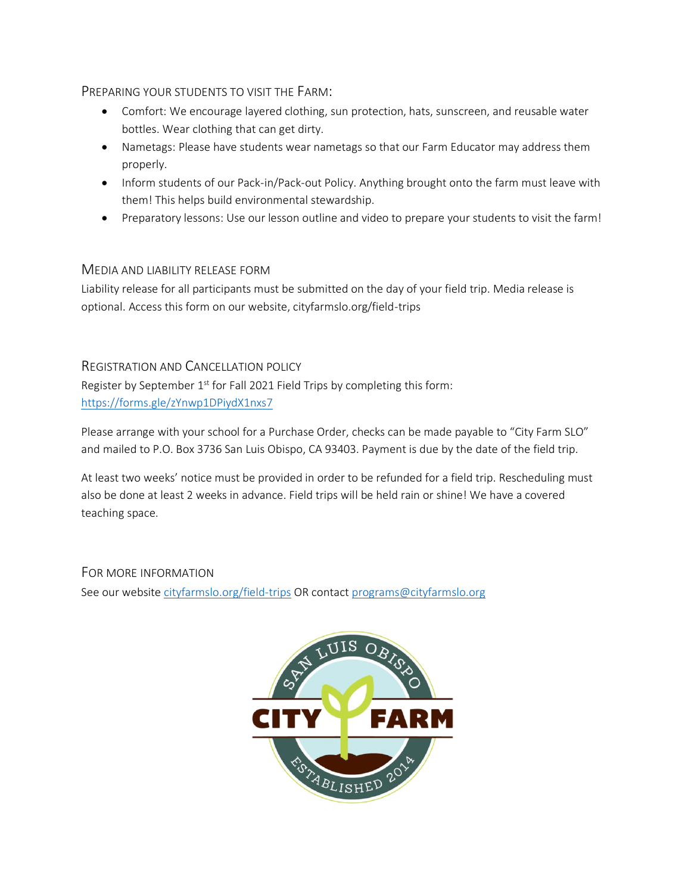## Preparing your students to visit the Farm:

- Comfort: We encourage layered clothing, sun protection, hats, sunscreen, and reusable water bottles. Wear clothing that can get dirty.
- Nametags: Please have students wear nametags so that our Farm Educator may address them properly.
- Inform students of our Pack-in/Pack-out Policy. Anything brought onto the farm must leave with them! This helps build environmental stewardship.
- Preparatory lessons: Use our lesson outline and video to prepare your students to visit the farm!

## Media and liability release form

Liability release for all participants must be submitted on the day of your field trip. Media release is optional. Access this form on our website, cityfarmslo.org/field-trips

## Registration and Cancellation policy

Register by September 1st for Fall 2021 Field Trips by completing this form: https://forms.gle/zYnwp1DPiydX1nxs7

Please arrange with your school for a Purchase Order, checks can be made payable to "City Farm SLO" and mailed to P.O. Box 3736 San Luis Obispo, CA 93403. Payment is due by the date of the field trip.

At least two weeks' notice must be provided in order to be refunded for a field trip. Rescheduling must also be done at least 2 weeks in advance. Field trips will be held rain or shine! We have a covered teaching space.

## For more information

See our website cityfarmslo.org/field-trips OR contact programs@cityfarmslo.org

SAN LUIS OBISPO
CITY FARM
ESTABLISHED 2014